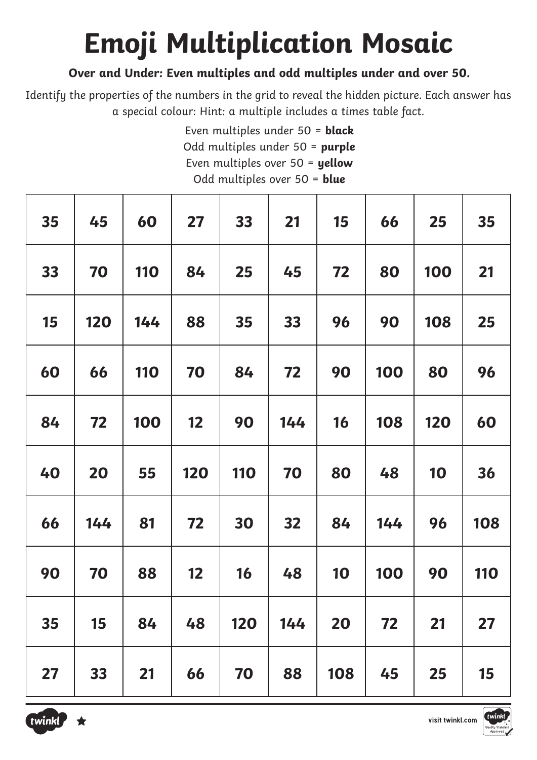# Emoji Multiplication Mosaic

**Over and Under: Even multiples and odd multiples under and over 50.**

Identify the properties of the numbers in the grid to reveal the hidden picture. Each answer has a special colour: Hint: a multiple includes a times table fact.

Even multiples under 50 = **black**
Odd multiples under 50 = **purple**
Even multiples over 50 = **yellow**
Odd multiples over 50 = **blue**

| | | | | | | | | | |
|---|---|---|---|---|---|---|---|---|---|
| 35 | 45 | 60 | 27 | 33 | 21 | 15 | 66 | 25 | 35 |
| 33 | 70 | 110 | 84 | 25 | 45 | 72 | 80 | 100 | 21 |
| 15 | 120 | 144 | 88 | 35 | 33 | 96 | 90 | 108 | 25 |
| 60 | 66 | 110 | 70 | 84 | 72 | 90 | 100 | 80 | 96 |
| 84 | 72 | 100 | 12 | 90 | 144 | 16 | 108 | 120 | 60 |
| 40 | 20 | 55 | 120 | 110 | 70 | 80 | 48 | 10 | 36 |
| 66 | 144 | 81 | 72 | 30 | 32 | 84 | 144 | 96 | 108 |
| 90 | 70 | 88 | 12 | 16 | 48 | 10 | 100 | 90 | 110 |
| 35 | 15 | 84 | 48 | 120 | 144 | 20 | 72 | 21 | 27 |
| 27 | 33 | 21 | 66 | 70 | 88 | 108 | 45 | 25 | 15 |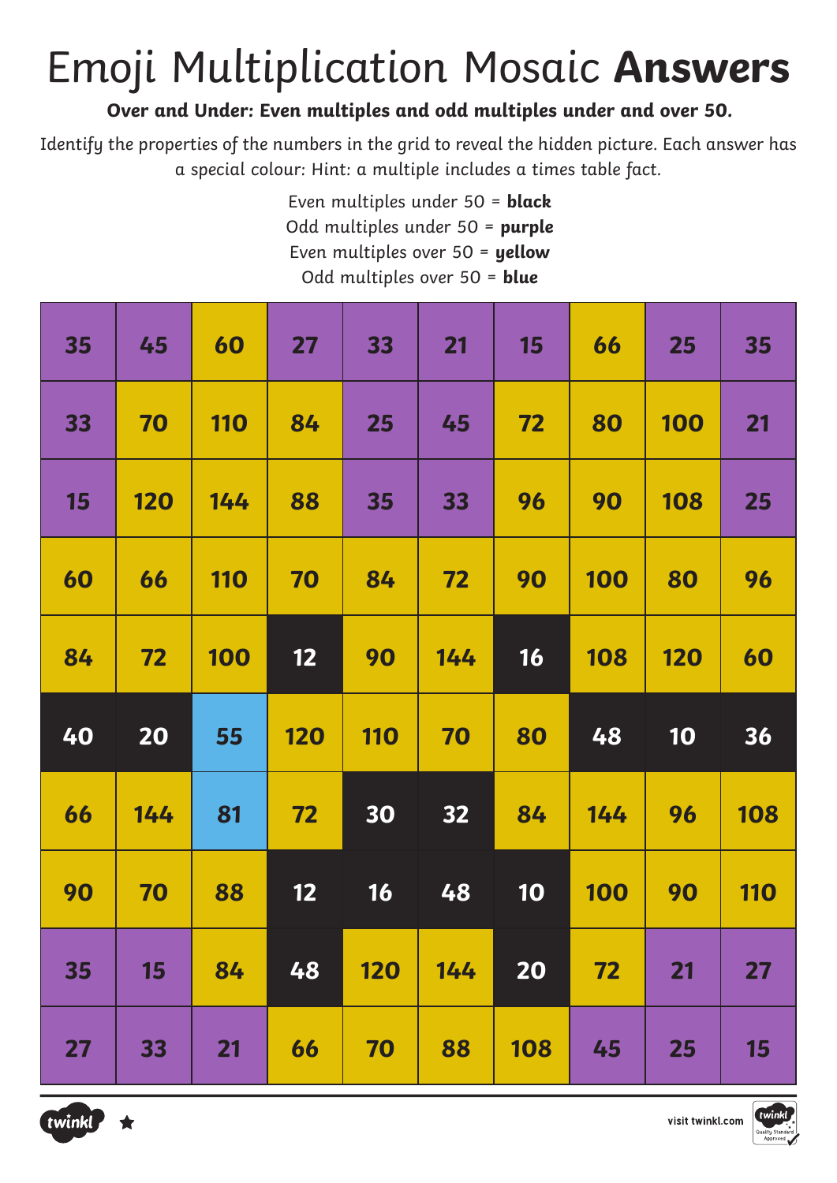# Emoji Multiplication Mosaic **Answers**

**Over and Under: Even multiples and odd multiples under and over 50.**

Identify the properties of the numbers in the grid to reveal the hidden picture. Each answer has a special colour: Hint: a multiple includes a times table fact.

Even multiples under 50 = **black**
Odd multiples under 50 = **purple**
Even multiples over 50 = **yellow**
Odd multiples over 50 = **blue**

| | | | | | | | | | |
|---|---|---|---|---|---|---|---|---|---|
| 35 | 45 | 60 | 27 | 33 | 21 | 15 | 66 | 25 | 35 |
| 33 | 70 | 110 | 84 | 25 | 45 | 72 | 80 | 100 | 21 |
| 15 | 120 | 144 | 88 | 35 | 33 | 96 | 90 | 108 | 25 |
| 60 | 66 | 110 | 70 | 84 | 72 | 90 | 100 | 80 | 96 |
| 84 | 72 | 100 | 12 | 90 | 144 | 16 | 108 | 120 | 60 |
| 40 | 20 | 55 | 120 | 110 | 70 | 80 | 48 | 10 | 36 |
| 66 | 144 | 81 | 72 | 30 | 32 | 84 | 144 | 96 | 108 |
| 90 | 70 | 88 | 12 | 16 | 48 | 10 | 100 | 90 | 110 |
| 35 | 15 | 84 | 48 | 120 | 144 | 20 | 72 | 21 | 27 |
| 27 | 33 | 21 | 66 | 70 | 88 | 108 | 45 | 25 | 15 |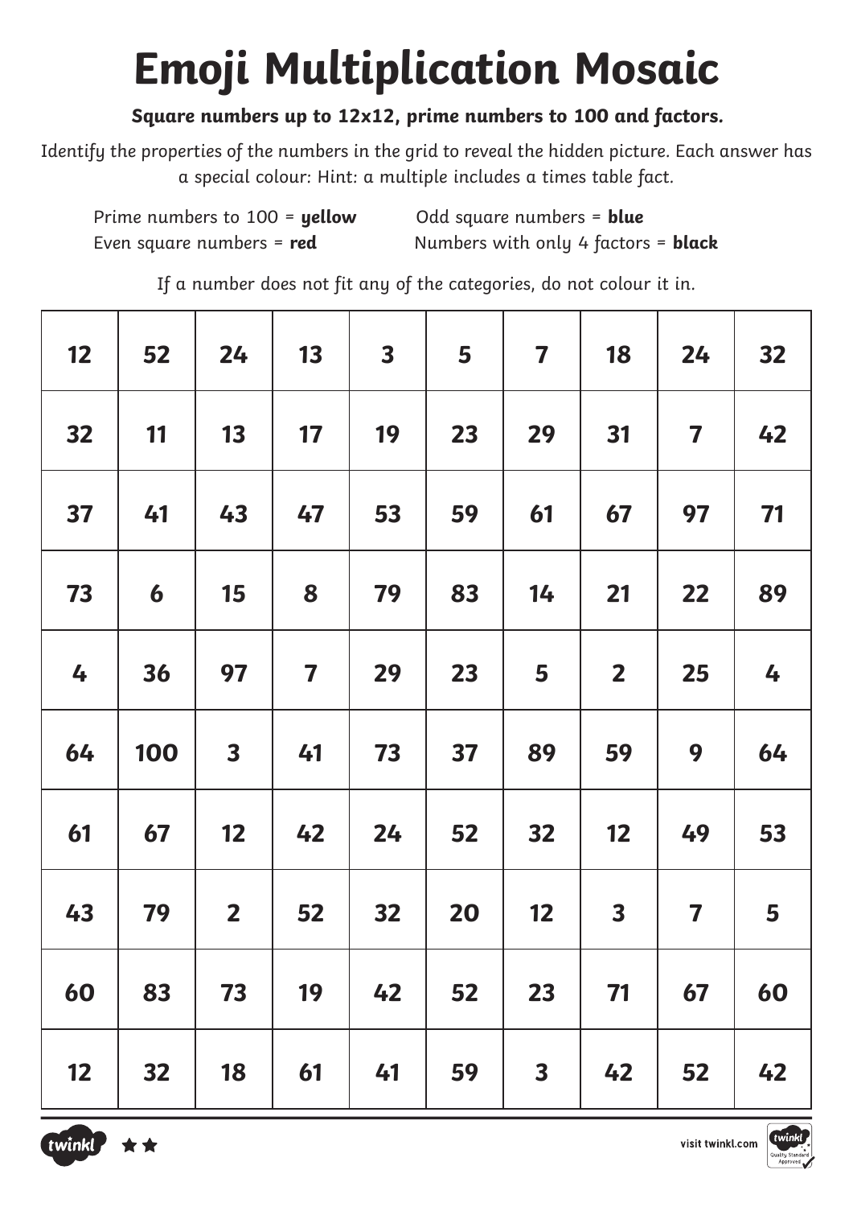# Emoji Multiplication Mosaic

**Square numbers up to 12x12, prime numbers to 100 and factors.**

Identify the properties of the numbers in the grid to reveal the hidden picture. Each answer has a special colour: Hint: a multiple includes a times table fact.

Prime numbers to 100 = **yellow**
Odd square numbers = **blue**
Even square numbers = **red**
Numbers with only 4 factors = **black**

If a number does not fit any of the categories, do not colour it in.

| | | | | | | | | | |
|---|---|---|---|---|---|---|---|---|---|
| 12 | 52 | 24 | 13 | 3 | 5 | 7 | 18 | 24 | 32 |
| 32 | 11 | 13 | 17 | 19 | 23 | 29 | 31 | 7 | 42 |
| 37 | 41 | 43 | 47 | 53 | 59 | 61 | 67 | 97 | 71 |
| 73 | 6 | 15 | 8 | 79 | 83 | 14 | 21 | 22 | 89 |
| 4 | 36 | 97 | 7 | 29 | 23 | 5 | 2 | 25 | 4 |
| 64 | 100 | 3 | 41 | 73 | 37 | 89 | 59 | 9 | 64 |
| 61 | 67 | 12 | 42 | 24 | 52 | 32 | 12 | 49 | 53 |
| 43 | 79 | 2 | 52 | 32 | 20 | 12 | 3 | 7 | 5 |
| 60 | 83 | 73 | 19 | 42 | 52 | 23 | 71 | 67 | 60 |
| 12 | 32 | 18 | 61 | 41 | 59 | 3 | 42 | 52 | 42 |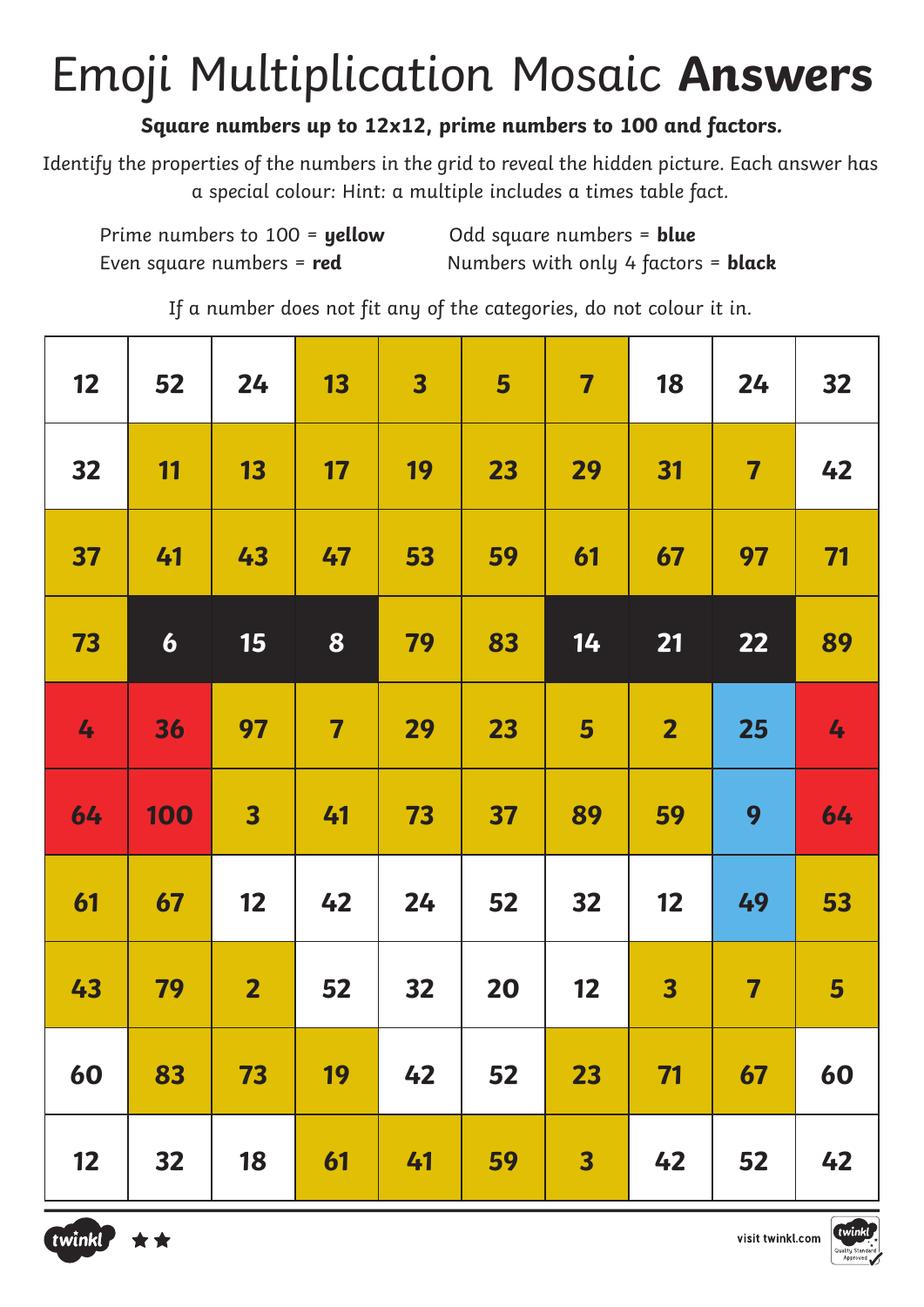# Emoji Multiplication Mosaic **Answers**

**Square numbers up to 12x12, prime numbers to 100 and factors.**

Identify the properties of the numbers in the grid to reveal the hidden picture. Each answer has a special colour: Hint: a multiple includes a times table fact.

Prime numbers to 100 = ***yellow***

Even square numbers = **red**

Odd square numbers = **blue**

Numbers with only 4 factors = **black**

If a number does not fit any of the categories, do not colour it in.

| | | | | | | | | | |
|---|---|---|---|---|---|---|---|---|---|
| 12 | 52 | 24 | 13 | 3 | 5 | 7 | 18 | 24 | 32 |
| 32 | 11 | 13 | 17 | 19 | 23 | 29 | 31 | 7 | 42 |
| 37 | 41 | 43 | 47 | 53 | 59 | 61 | 67 | 97 | 71 |
| 73 | 6 | 15 | 8 | 79 | 83 | 14 | 21 | 22 | 89 |
| 4 | 36 | 97 | 7 | 29 | 23 | 5 | 2 | 25 | 4 |
| 64 | 100 | 3 | 41 | 73 | 37 | 89 | 59 | 9 | 64 |
| 61 | 67 | 12 | 42 | 24 | 52 | 32 | 12 | 49 | 53 |
| 43 | 79 | 2 | 52 | 32 | 20 | 12 | 3 | 7 | 5 |
| 60 | 83 | 73 | 19 | 42 | 52 | 23 | 71 | 67 | 60 |
| 12 | 32 | 18 | 61 | 41 | 59 | 3 | 42 | 52 | 42 |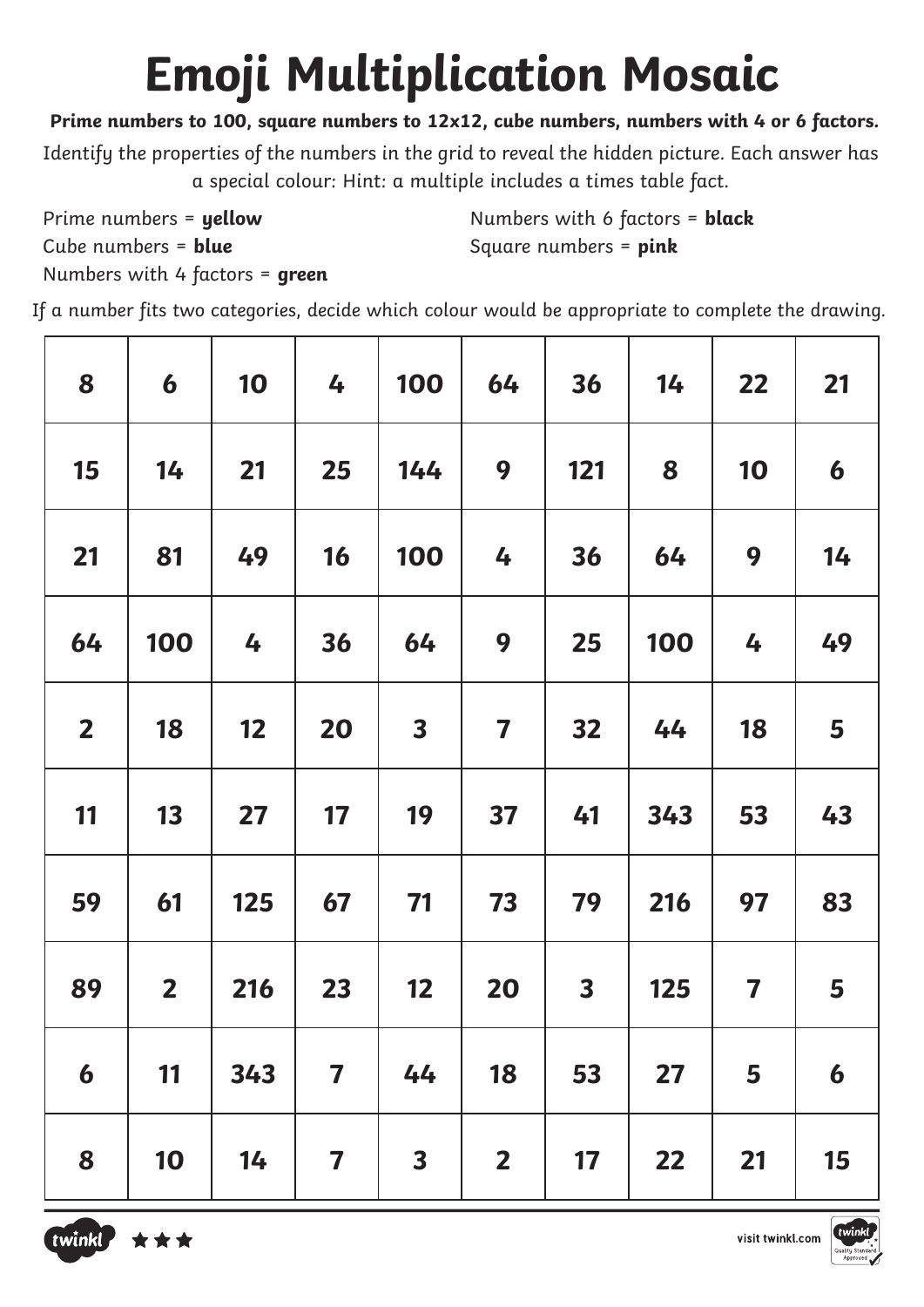# Emoji Multiplication Mosaic

**Prime numbers to 100, square numbers to 12x12, cube numbers, numbers with 4 or 6 factors.**

Identify the properties of the numbers in the grid to reveal the hidden picture. Each answer has a special colour: Hint: a multiple includes a times table fact.

Prime numbers = **yellow**
Cube numbers = **blue**
Numbers with 4 factors = **green**
Numbers with 6 factors = **black**
Square numbers = **pink**

If a number fits two categories, decide which colour would be appropriate to complete the drawing.

| | | | | | | | | | |
|---|---|---|---|---|---|---|---|---|---|
| 8 | 6 | 10 | 4 | 100 | 64 | 36 | 14 | 22 | 21 |
| 15 | 14 | 21 | 25 | 144 | 9 | 121 | 8 | 10 | 6 |
| 21 | 81 | 49 | 16 | 100 | 4 | 36 | 64 | 9 | 14 |
| 64 | 100 | 4 | 36 | 64 | 9 | 25 | 100 | 4 | 49 |
| 2 | 18 | 12 | 20 | 3 | 7 | 32 | 44 | 18 | 5 |
| 11 | 13 | 27 | 17 | 19 | 37 | 41 | 343 | 53 | 43 |
| 59 | 61 | 125 | 67 | 71 | 73 | 79 | 216 | 97 | 83 |
| 89 | 2 | 216 | 23 | 12 | 20 | 3 | 125 | 7 | 5 |
| 6 | 11 | 343 | 7 | 44 | 18 | 53 | 27 | 5 | 6 |
| 8 | 10 | 14 | 7 | 3 | 2 | 17 | 22 | 21 | 15 |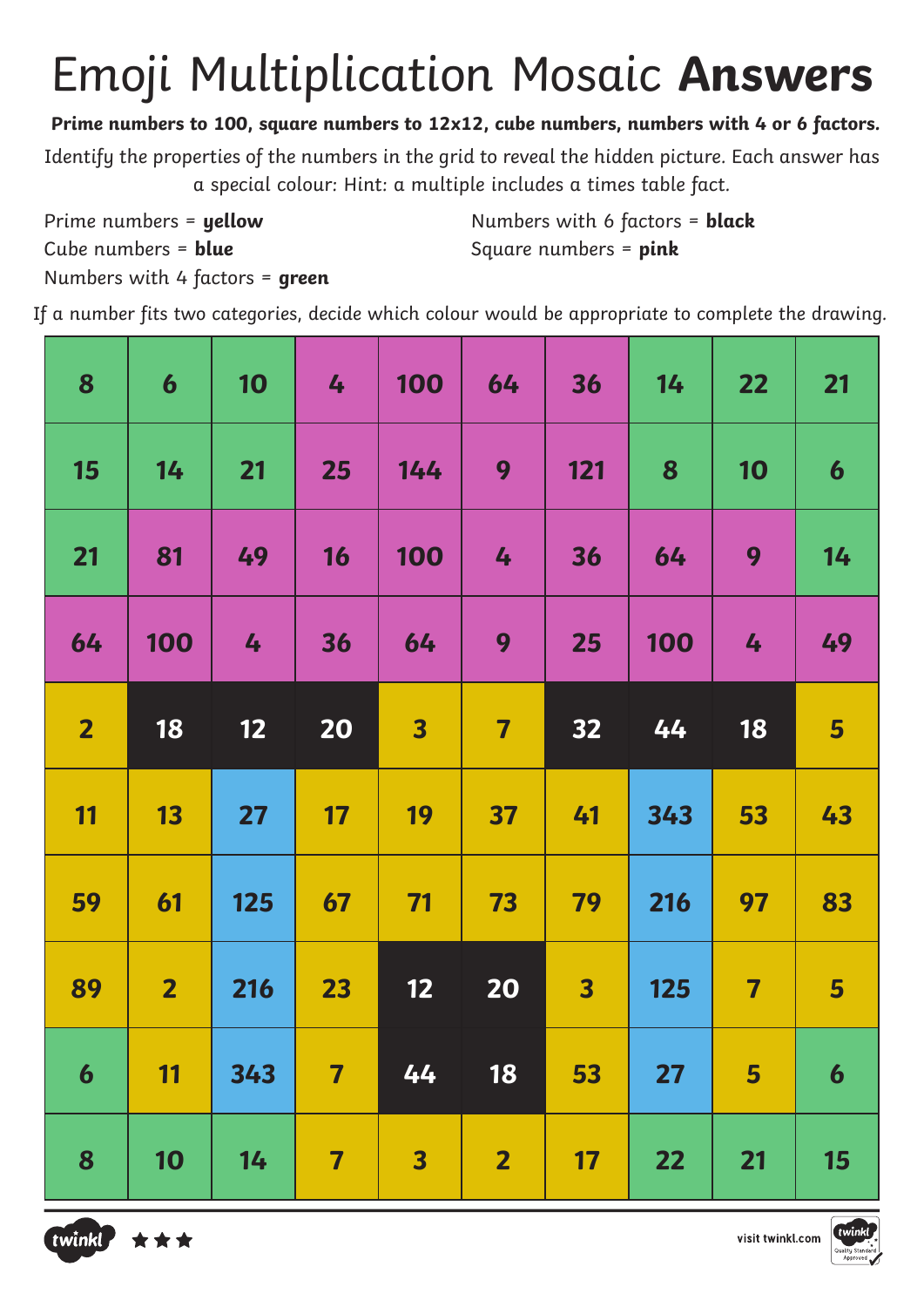# Emoji Multiplication Mosaic **Answers**

**Prime numbers to 100, square numbers to 12x12, cube numbers, numbers with 4 or 6 factors.**

Identify the properties of the numbers in the grid to reveal the hidden picture. Each answer has a special colour: Hint: a multiple includes a times table fact.

Prime numbers = **yellow**
Cube numbers = **blue**
Numbers with 4 factors = **green**
Numbers with 6 factors = **black**
Square numbers = **pink**

If a number fits two categories, decide which colour would be appropriate to complete the drawing.

| | | | | | | | | | |
|---|---|---|---|---|---|---|---|---|---|
| 8 | 6 | 10 | 4 | 100 | 64 | 36 | 14 | 22 | 21 |
| 15 | 14 | 21 | 25 | 144 | 9 | 121 | 8 | 10 | 6 |
| 21 | 81 | 49 | 16 | 100 | 4 | 36 | 64 | 9 | 14 |
| 64 | 100 | 4 | 36 | 64 | 9 | 25 | 100 | 4 | 49 |
| 2 | 18 | 12 | 20 | 3 | 7 | 32 | 44 | 18 | 5 |
| 11 | 13 | 27 | 17 | 19 | 37 | 41 | 343 | 53 | 43 |
| 59 | 61 | 125 | 67 | 71 | 73 | 79 | 216 | 97 | 83 |
| 89 | 2 | 216 | 23 | 12 | 20 | 3 | 125 | 7 | 5 |
| 6 | 11 | 343 | 7 | 44 | 18 | 53 | 27 | 5 | 6 |
| 8 | 10 | 14 | 7 | 3 | 2 | 17 | 22 | 21 | 15 |